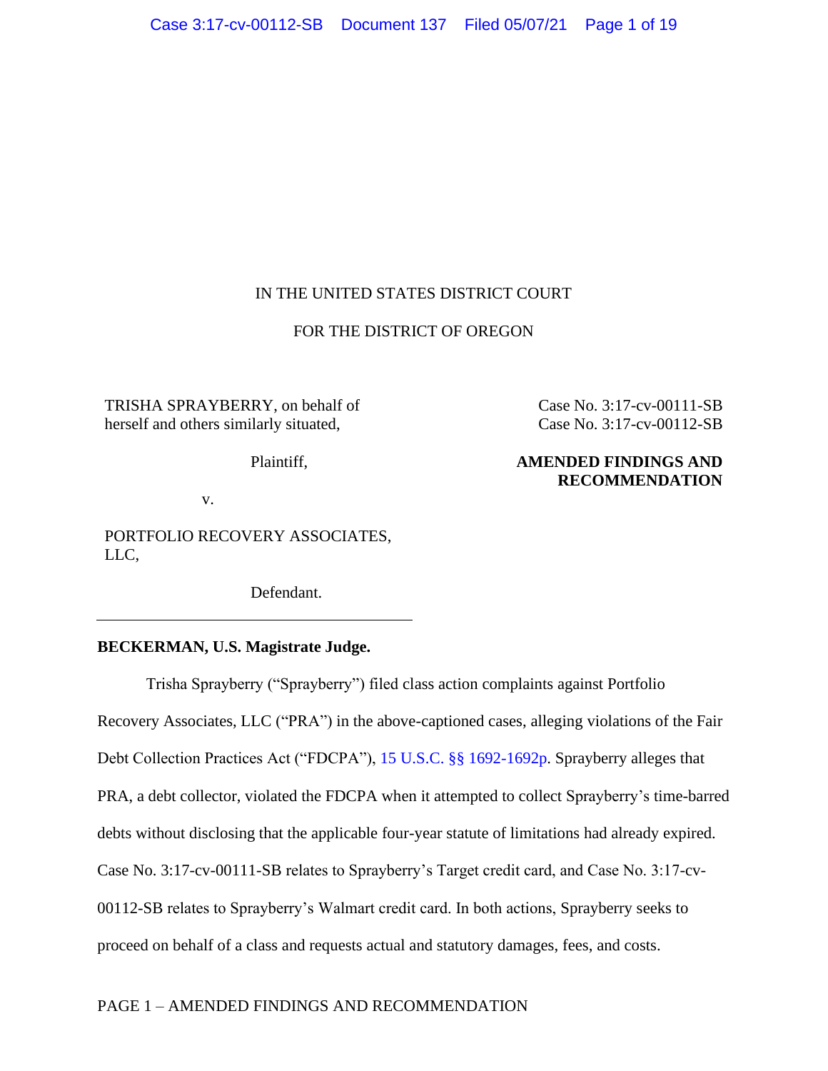IN THE UNITED STATES DISTRICT COURT

FOR THE DISTRICT OF OREGON

TRISHA SPRAYBERRY, on behalf of herself and others similarly situated,

Plaintiff,

v.

PORTFOLIO RECOVERY ASSOCIATES, LLC,

Defendant.

Case No. 3:17-cv-00111-SB
Case No. 3:17-cv-00112-SB

**AMENDED FINDINGS AND RECOMMENDATION**

**BECKERMAN, U.S. Magistrate Judge.**

Trisha Sprayberry ("Sprayberry") filed class action complaints against Portfolio Recovery Associates, LLC ("PRA") in the above-captioned cases, alleging violations of the Fair Debt Collection Practices Act ("FDCPA"), 15 U.S.C. §§ 1692-1692p. Sprayberry alleges that PRA, a debt collector, violated the FDCPA when it attempted to collect Sprayberry's time-barred debts without disclosing that the applicable four-year statute of limitations had already expired. Case No. 3:17-cv-00111-SB relates to Sprayberry's Target credit card, and Case No. 3:17-cv-00112-SB relates to Sprayberry's Walmart credit card. In both actions, Sprayberry seeks to proceed on behalf of a class and requests actual and statutory damages, fees, and costs.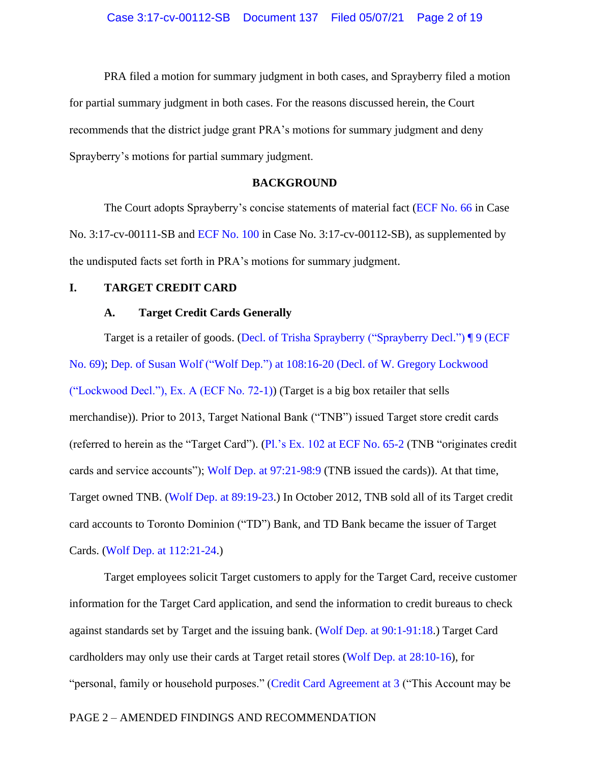PRA filed a motion for summary judgment in both cases, and Sprayberry filed a motion for partial summary judgment in both cases. For the reasons discussed herein, the Court recommends that the district judge grant PRA's motions for summary judgment and deny Sprayberry's motions for partial summary judgment.

## BACKGROUND

The Court adopts Sprayberry's concise statements of material fact (ECF No. 66 in Case No. 3:17-cv-00111-SB and ECF No. 100 in Case No. 3:17-cv-00112-SB), as supplemented by the undisputed facts set forth in PRA's motions for summary judgment.

### I. TARGET CREDIT CARD

#### A. Target Credit Cards Generally

Target is a retailer of goods. (Decl. of Trisha Sprayberry ("Sprayberry Decl.") ¶ 9 (ECF No. 69); Dep. of Susan Wolf ("Wolf Dep.") at 108:16-20 (Decl. of W. Gregory Lockwood ("Lockwood Decl."), Ex. A (ECF No. 72-1)) (Target is a big box retailer that sells merchandise)). Prior to 2013, Target National Bank ("TNB") issued Target store credit cards (referred to herein as the "Target Card"). (Pl.'s Ex. 102 at ECF No. 65-2 (TNB "originates credit cards and service accounts"); Wolf Dep. at 97:21-98:9 (TNB issued the cards)). At that time, Target owned TNB. (Wolf Dep. at 89:19-23.) In October 2012, TNB sold all of its Target credit card accounts to Toronto Dominion ("TD") Bank, and TD Bank became the issuer of Target Cards. (Wolf Dep. at 112:21-24.)

Target employees solicit Target customers to apply for the Target Card, receive customer information for the Target Card application, and send the information to credit bureaus to check against standards set by Target and the issuing bank. (Wolf Dep. at 90:1-91:18.) Target Card cardholders may only use their cards at Target retail stores (Wolf Dep. at 28:10-16), for "personal, family or household purposes." (Credit Card Agreement at 3 ("This Account may be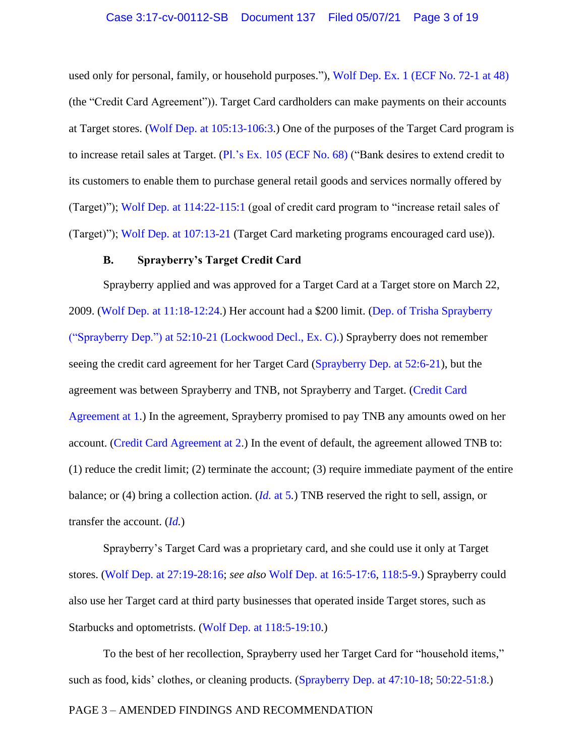used only for personal, family, or household purposes."), Wolf Dep. Ex. 1 (ECF No. 72-1 at 48) (the "Credit Card Agreement")). Target Card cardholders can make payments on their accounts at Target stores. (Wolf Dep. at 105:13-106:3.) One of the purposes of the Target Card program is to increase retail sales at Target. (Pl.'s Ex. 105 (ECF No. 68) ("Bank desires to extend credit to its customers to enable them to purchase general retail goods and services normally offered by (Target)"); Wolf Dep. at 114:22-115:1 (goal of credit card program to "increase retail sales of (Target)"); Wolf Dep. at 107:13-21 (Target Card marketing programs encouraged card use)).

### B. Sprayberry's Target Credit Card

Sprayberry applied and was approved for a Target Card at a Target store on March 22, 2009. (Wolf Dep. at 11:18-12:24.) Her account had a $200 limit. (Dep. of Trisha Sprayberry ("Sprayberry Dep.") at 52:10-21 (Lockwood Decl., Ex. C).) Sprayberry does not remember seeing the credit card agreement for her Target Card (Sprayberry Dep. at 52:6-21), but the agreement was between Sprayberry and TNB, not Sprayberry and Target. (Credit Card Agreement at 1.) In the agreement, Sprayberry promised to pay TNB any amounts owed on her account. (Credit Card Agreement at 2.) In the event of default, the agreement allowed TNB to: (1) reduce the credit limit; (2) terminate the account; (3) require immediate payment of the entire balance; or (4) bring a collection action. (*Id.* at 5.) TNB reserved the right to sell, assign, or transfer the account. (*Id.*)

Sprayberry's Target Card was a proprietary card, and she could use it only at Target stores. (Wolf Dep. at 27:19-28:16; *see also* Wolf Dep. at 16:5-17:6, 118:5-9.) Sprayberry could also use her Target card at third party businesses that operated inside Target stores, such as Starbucks and optometrists. (Wolf Dep. at 118:5-19:10.)

To the best of her recollection, Sprayberry used her Target Card for "household items," such as food, kids' clothes, or cleaning products. (Sprayberry Dep. at 47:10-18; 50:22-51:8.)

PAGE 3 – AMENDED FINDINGS AND RECOMMENDATION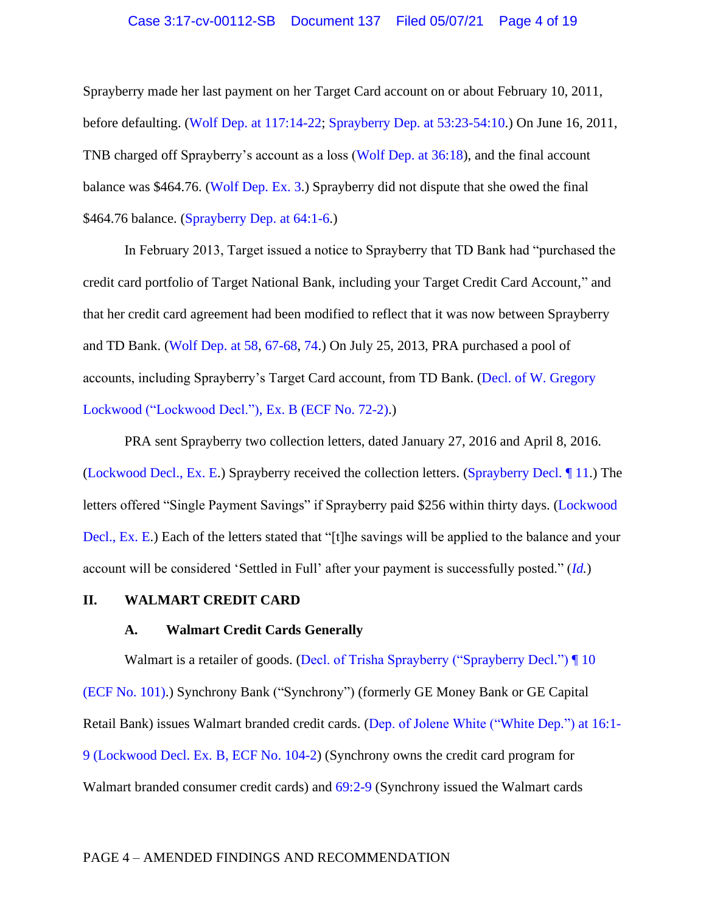Sprayberry made her last payment on her Target Card account on or about February 10, 2011, before defaulting. (Wolf Dep. at 117:14-22; Sprayberry Dep. at 53:23-54:10.) On June 16, 2011, TNB charged off Sprayberry's account as a loss (Wolf Dep. at 36:18), and the final account balance was $464.76. (Wolf Dep. Ex. 3.) Sprayberry did not dispute that she owed the final $464.76 balance. (Sprayberry Dep. at 64:1-6.)

In February 2013, Target issued a notice to Sprayberry that TD Bank had "purchased the credit card portfolio of Target National Bank, including your Target Credit Card Account," and that her credit card agreement had been modified to reflect that it was now between Sprayberry and TD Bank. (Wolf Dep. at 58, 67-68, 74.) On July 25, 2013, PRA purchased a pool of accounts, including Sprayberry's Target Card account, from TD Bank. (Decl. of W. Gregory Lockwood ("Lockwood Decl."), Ex. B (ECF No. 72-2).)

PRA sent Sprayberry two collection letters, dated January 27, 2016 and April 8, 2016. (Lockwood Decl., Ex. E.) Sprayberry received the collection letters. (Sprayberry Decl. ¶ 11.) The letters offered "Single Payment Savings" if Sprayberry paid $256 within thirty days. (Lockwood Decl., Ex. E.) Each of the letters stated that "[t]he savings will be applied to the balance and your account will be considered 'Settled in Full' after your payment is successfully posted." (*Id.*)

## II. WALMART CREDIT CARD

### A. Walmart Credit Cards Generally

Walmart is a retailer of goods. (Decl. of Trisha Sprayberry ("Sprayberry Decl.") ¶ 10 (ECF No. 101).) Synchrony Bank ("Synchrony") (formerly GE Money Bank or GE Capital Retail Bank) issues Walmart branded credit cards. (Dep. of Jolene White ("White Dep.") at 16:1-9 (Lockwood Decl. Ex. B, ECF No. 104-2) (Synchrony owns the credit card program for Walmart branded consumer credit cards) and 69:2-9 (Synchrony issued the Walmart cards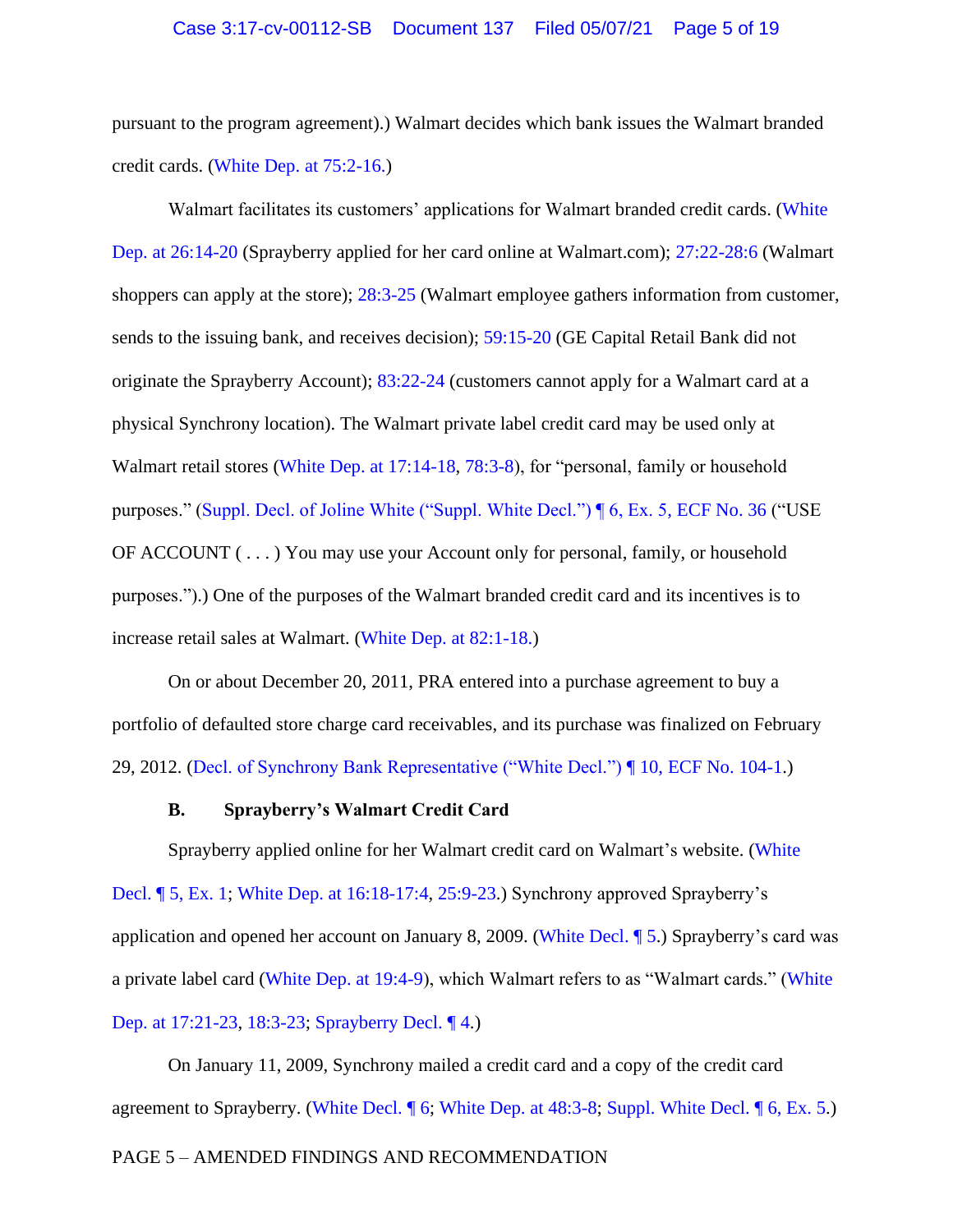pursuant to the program agreement).) Walmart decides which bank issues the Walmart branded credit cards. (White Dep. at 75:2-16.)

Walmart facilitates its customers' applications for Walmart branded credit cards. (White Dep. at 26:14-20 (Sprayberry applied for her card online at Walmart.com); 27:22-28:6 (Walmart shoppers can apply at the store); 28:3-25 (Walmart employee gathers information from customer, sends to the issuing bank, and receives decision); 59:15-20 (GE Capital Retail Bank did not originate the Sprayberry Account); 83:22-24 (customers cannot apply for a Walmart card at a physical Synchrony location). The Walmart private label credit card may be used only at Walmart retail stores (White Dep. at 17:14-18, 78:3-8), for "personal, family or household purposes." (Suppl. Decl. of Joline White ("Suppl. White Decl.") ¶ 6, Ex. 5, ECF No. 36 ("USE OF ACCOUNT ( . . . ) You may use your Account only for personal, family, or household purposes.").) One of the purposes of the Walmart branded credit card and its incentives is to increase retail sales at Walmart. (White Dep. at 82:1-18.)

On or about December 20, 2011, PRA entered into a purchase agreement to buy a portfolio of defaulted store charge card receivables, and its purchase was finalized on February 29, 2012. (Decl. of Synchrony Bank Representative ("White Decl.") ¶ 10, ECF No. 104-1.)

### B. Sprayberry's Walmart Credit Card

Sprayberry applied online for her Walmart credit card on Walmart's website. (White Decl. ¶ 5, Ex. 1; White Dep. at 16:18-17:4, 25:9-23.) Synchrony approved Sprayberry's application and opened her account on January 8, 2009. (White Decl. ¶ 5.) Sprayberry's card was a private label card (White Dep. at 19:4-9), which Walmart refers to as "Walmart cards." (White Dep. at 17:21-23, 18:3-23; Sprayberry Decl. ¶ 4.)

On January 11, 2009, Synchrony mailed a credit card and a copy of the credit card agreement to Sprayberry. (White Decl. ¶ 6; White Dep. at 48:3-8; Suppl. White Decl. ¶ 6, Ex. 5.)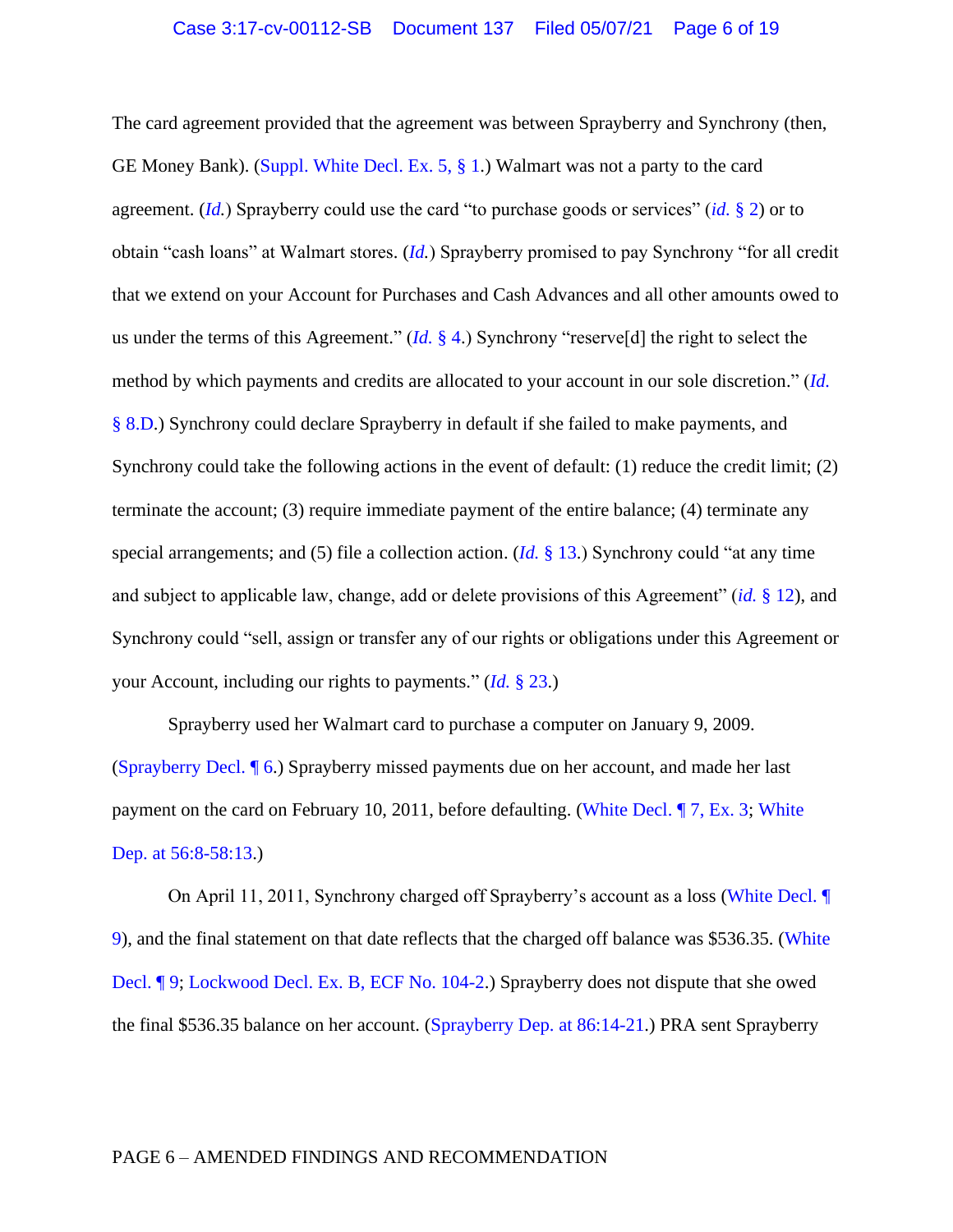The card agreement provided that the agreement was between Sprayberry and Synchrony (then, GE Money Bank). (Suppl. White Decl. Ex. 5, § 1.) Walmart was not a party to the card agreement. (*Id.*) Sprayberry could use the card "to purchase goods or services" (*id.* § 2) or to obtain "cash loans" at Walmart stores. (*Id.*) Sprayberry promised to pay Synchrony "for all credit that we extend on your Account for Purchases and Cash Advances and all other amounts owed to us under the terms of this Agreement." (*Id.* § 4.) Synchrony "reserve[d] the right to select the method by which payments and credits are allocated to your account in our sole discretion." (*Id.* § 8.D.) Synchrony could declare Sprayberry in default if she failed to make payments, and Synchrony could take the following actions in the event of default: (1) reduce the credit limit; (2) terminate the account; (3) require immediate payment of the entire balance; (4) terminate any special arrangements; and (5) file a collection action. (*Id.* § 13.) Synchrony could "at any time and subject to applicable law, change, add or delete provisions of this Agreement" (*id.* § 12), and Synchrony could "sell, assign or transfer any of our rights or obligations under this Agreement or your Account, including our rights to payments." (*Id.* § 23.)

Sprayberry used her Walmart card to purchase a computer on January 9, 2009. (Sprayberry Decl. ¶ 6.) Sprayberry missed payments due on her account, and made her last payment on the card on February 10, 2011, before defaulting. (White Decl. ¶ 7, Ex. 3; White Dep. at 56:8-58:13.)

On April 11, 2011, Synchrony charged off Sprayberry's account as a loss (White Decl. ¶ 9), and the final statement on that date reflects that the charged off balance was $536.35. (White Decl. ¶ 9; Lockwood Decl. Ex. B, ECF No. 104-2.) Sprayberry does not dispute that she owed the final $536.35 balance on her account. (Sprayberry Dep. at 86:14-21.) PRA sent Sprayberry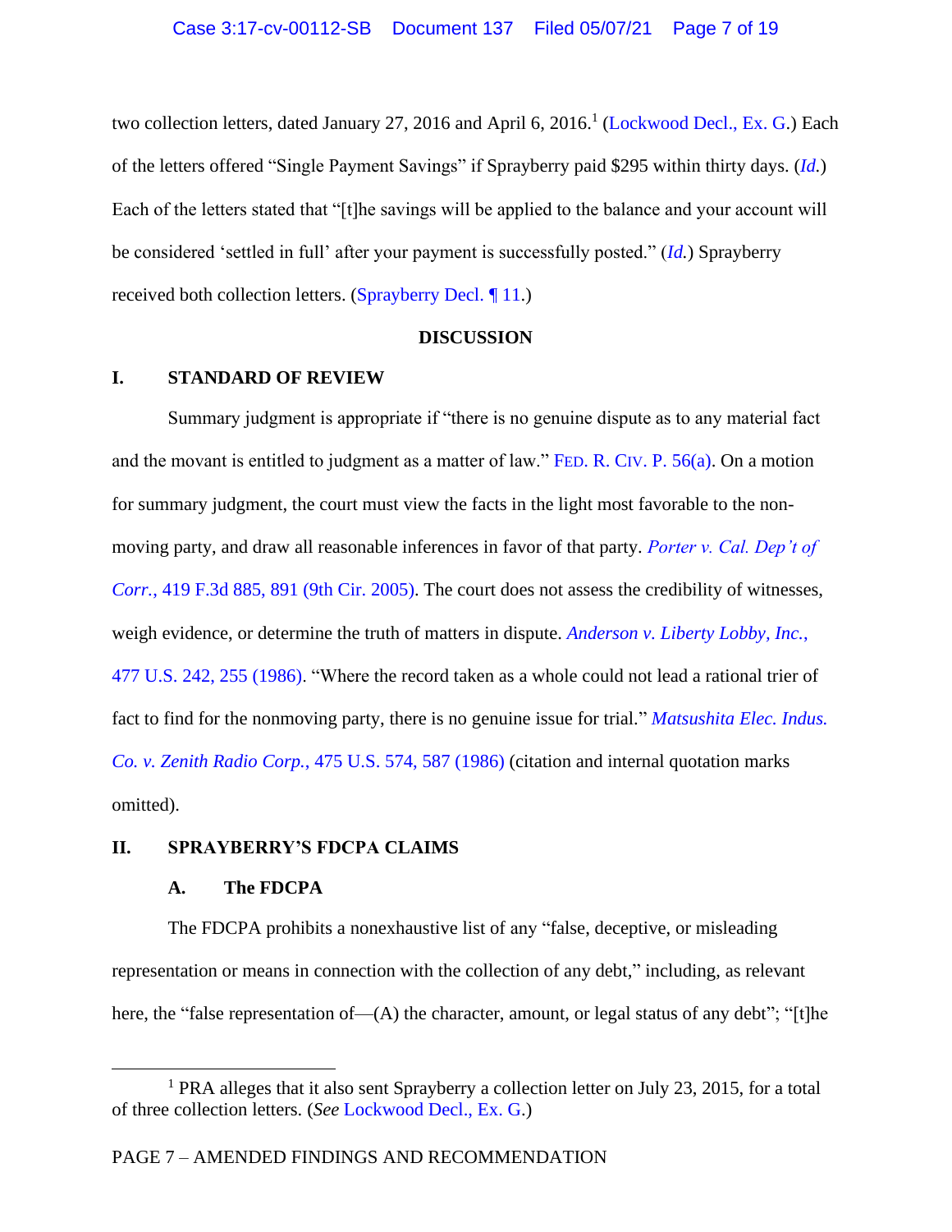two collection letters, dated January 27, 2016 and April 6, 2016.[1] (Lockwood Decl., Ex. G.) Each of the letters offered "Single Payment Savings" if Sprayberry paid $295 within thirty days. (*Id.*) Each of the letters stated that "[t]he savings will be applied to the balance and your account will be considered 'settled in full' after your payment is successfully posted." (*Id.*) Sprayberry received both collection letters. (Sprayberry Decl. ¶ 11.)

## DISCUSSION

### I. STANDARD OF REVIEW

Summary judgment is appropriate if "there is no genuine dispute as to any material fact and the movant is entitled to judgment as a matter of law." FED. R. CIV. P. 56(a). On a motion for summary judgment, the court must view the facts in the light most favorable to the non-moving party, and draw all reasonable inferences in favor of that party. *Porter v. Cal. Dep't of Corr.*, 419 F.3d 885, 891 (9th Cir. 2005). The court does not assess the credibility of witnesses, weigh evidence, or determine the truth of matters in dispute. *Anderson v. Liberty Lobby, Inc.*, 477 U.S. 242, 255 (1986). "Where the record taken as a whole could not lead a rational trier of fact to find for the nonmoving party, there is no genuine issue for trial." *Matsushita Elec. Indus. Co. v. Zenith Radio Corp.*, 475 U.S. 574, 587 (1986) (citation and internal quotation marks omitted).

### II. SPRAYBERRY'S FDCPA CLAIMS

#### A. The FDCPA

The FDCPA prohibits a nonexhaustive list of any "false, deceptive, or misleading representation or means in connection with the collection of any debt," including, as relevant here, the "false representation of—(A) the character, amount, or legal status of any debt"; "[t]he

---

[1] PRA alleges that it also sent Sprayberry a collection letter on July 23, 2015, for a total of three collection letters. (*See* Lockwood Decl., Ex. G.)

PAGE 7 – AMENDED FINDINGS AND RECOMMENDATION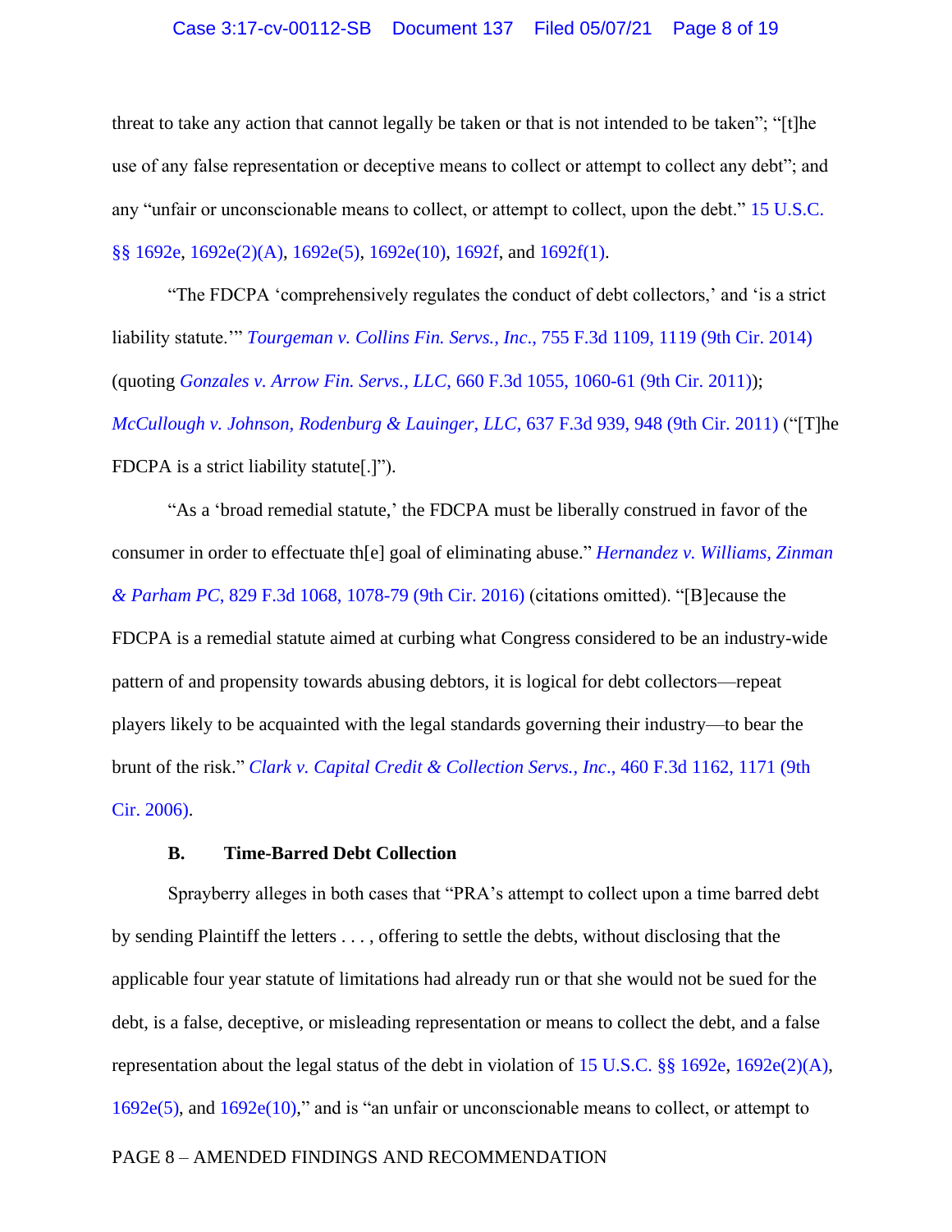threat to take any action that cannot legally be taken or that is not intended to be taken"; "[t]he use of any false representation or deceptive means to collect or attempt to collect any debt"; and any "unfair or unconscionable means to collect, or attempt to collect, upon the debt." 15 U.S.C. §§ 1692e, 1692e(2)(A), 1692e(5), 1692e(10), 1692f, and 1692f(1).

"The FDCPA 'comprehensively regulates the conduct of debt collectors,' and 'is a strict liability statute.'" *Tourgeman v. Collins Fin. Servs., Inc*., 755 F.3d 1109, 1119 (9th Cir. 2014) (quoting *Gonzales v. Arrow Fin. Servs., LLC*, 660 F.3d 1055, 1060-61 (9th Cir. 2011)); *McCullough v. Johnson, Rodenburg & Lauinger, LLC*, 637 F.3d 939, 948 (9th Cir. 2011) ("[T]he FDCPA is a strict liability statute[.]").

"As a 'broad remedial statute,' the FDCPA must be liberally construed in favor of the consumer in order to effectuate th[e] goal of eliminating abuse." *Hernandez v. Williams, Zinman & Parham PC*, 829 F.3d 1068, 1078-79 (9th Cir. 2016) (citations omitted). "[B]ecause the FDCPA is a remedial statute aimed at curbing what Congress considered to be an industry-wide pattern of and propensity towards abusing debtors, it is logical for debt collectors—repeat players likely to be acquainted with the legal standards governing their industry—to bear the brunt of the risk." *Clark v. Capital Credit & Collection Servs., Inc*., 460 F.3d 1162, 1171 (9th Cir. 2006).

### B. Time-Barred Debt Collection

Sprayberry alleges in both cases that "PRA's attempt to collect upon a time barred debt by sending Plaintiff the letters . . . , offering to settle the debts, without disclosing that the applicable four year statute of limitations had already run or that she would not be sued for the debt, is a false, deceptive, or misleading representation or means to collect the debt, and a false representation about the legal status of the debt in violation of 15 U.S.C. §§ 1692e, 1692e(2)(A), 1692e(5), and 1692e(10)," and is "an unfair or unconscionable means to collect, or attempt to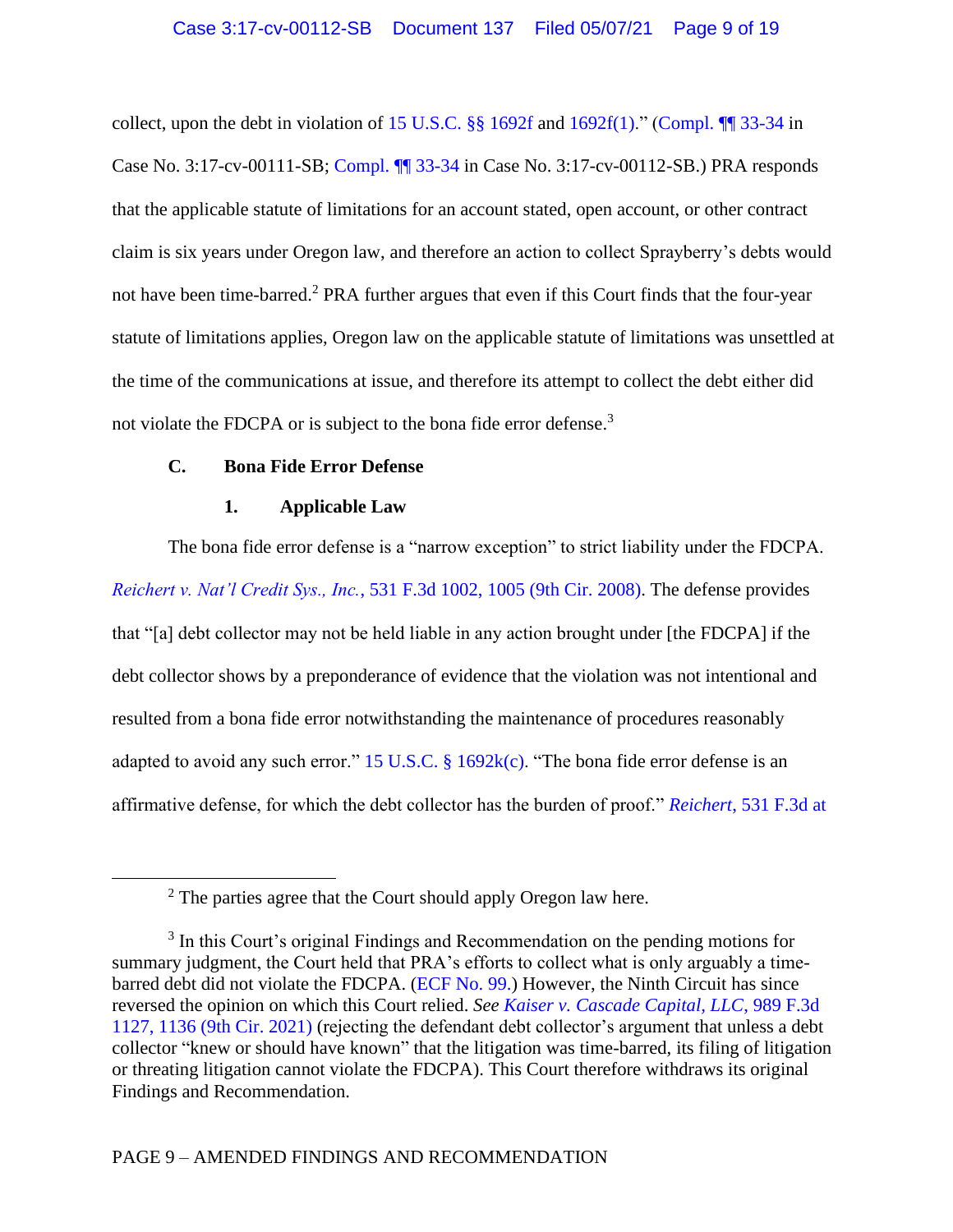collect, upon the debt in violation of 15 U.S.C. §§ 1692f and 1692f(1)." (Compl. ¶¶ 33-34 in Case No. 3:17-cv-00111-SB; Compl. ¶¶ 33-34 in Case No. 3:17-cv-00112-SB.) PRA responds that the applicable statute of limitations for an account stated, open account, or other contract claim is six years under Oregon law, and therefore an action to collect Sprayberry's debts would not have been time-barred.[2] PRA further argues that even if this Court finds that the four-year statute of limitations applies, Oregon law on the applicable statute of limitations was unsettled at the time of the communications at issue, and therefore its attempt to collect the debt either did not violate the FDCPA or is subject to the bona fide error defense.[3]

### C. Bona Fide Error Defense

#### 1. Applicable Law

The bona fide error defense is a "narrow exception" to strict liability under the FDCPA. *Reichert v. Nat'l Credit Sys., Inc.*, 531 F.3d 1002, 1005 (9th Cir. 2008). The defense provides that "[a] debt collector may not be held liable in any action brought under [the FDCPA] if the debt collector shows by a preponderance of evidence that the violation was not intentional and resulted from a bona fide error notwithstanding the maintenance of procedures reasonably adapted to avoid any such error." 15 U.S.C. § 1692k(c). "The bona fide error defense is an affirmative defense, for which the debt collector has the burden of proof." *Reichert*, 531 F.3d at

---

[2] The parties agree that the Court should apply Oregon law here.

[3] In this Court's original Findings and Recommendation on the pending motions for summary judgment, the Court held that PRA's efforts to collect what is only arguably a time-barred debt did not violate the FDCPA. (ECF No. 99.) However, the Ninth Circuit has since reversed the opinion on which this Court relied. *See Kaiser v. Cascade Capital, LLC*, 989 F.3d 1127, 1136 (9th Cir. 2021) (rejecting the defendant debt collector's argument that unless a debt collector "knew or should have known" that the litigation was time-barred, its filing of litigation or threating litigation cannot violate the FDCPA). This Court therefore withdraws its original Findings and Recommendation.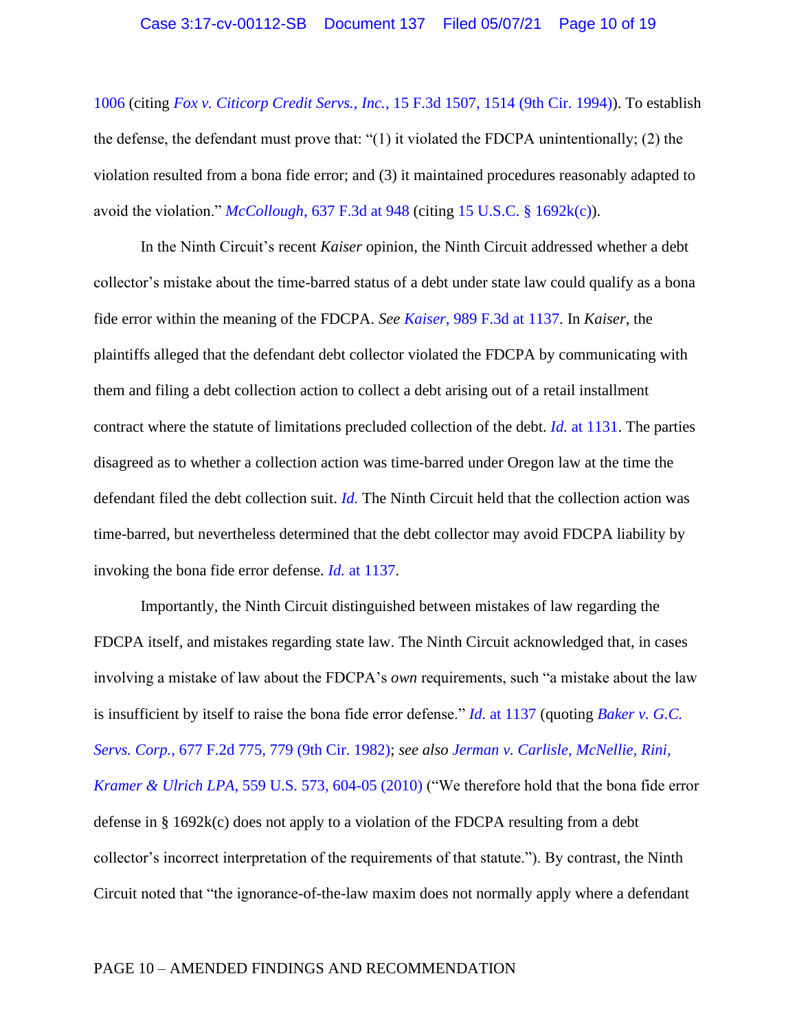1006 (citing *Fox v. Citicorp Credit Servs., Inc.*, 15 F.3d 1507, 1514 (9th Cir. 1994)). To establish the defense, the defendant must prove that: "(1) it violated the FDCPA unintentionally; (2) the violation resulted from a bona fide error; and (3) it maintained procedures reasonably adapted to avoid the violation." *McCollough*, 637 F.3d at 948 (citing 15 U.S.C. § 1692k(c)).

In the Ninth Circuit's recent *Kaiser* opinion, the Ninth Circuit addressed whether a debt collector's mistake about the time-barred status of a debt under state law could qualify as a bona fide error within the meaning of the FDCPA. *See Kaiser*, 989 F.3d at 1137. In *Kaiser*, the plaintiffs alleged that the defendant debt collector violated the FDCPA by communicating with them and filing a debt collection action to collect a debt arising out of a retail installment contract where the statute of limitations precluded collection of the debt. *Id.* at 1131. The parties disagreed as to whether a collection action was time-barred under Oregon law at the time the defendant filed the debt collection suit. *Id.* The Ninth Circuit held that the collection action was time-barred, but nevertheless determined that the debt collector may avoid FDCPA liability by invoking the bona fide error defense. *Id.* at 1137.

Importantly, the Ninth Circuit distinguished between mistakes of law regarding the FDCPA itself, and mistakes regarding state law. The Ninth Circuit acknowledged that, in cases involving a mistake of law about the FDCPA's *own* requirements, such "a mistake about the law is insufficient by itself to raise the bona fide error defense." *Id.* at 1137 (quoting *Baker v. G.C. Servs. Corp.*, 677 F.2d 775, 779 (9th Cir. 1982); *see also Jerman v. Carlisle, McNellie, Rini, Kramer & Ulrich LPA*, 559 U.S. 573, 604-05 (2010) ("We therefore hold that the bona fide error defense in § 1692k(c) does not apply to a violation of the FDCPA resulting from a debt collector's incorrect interpretation of the requirements of that statute."). By contrast, the Ninth Circuit noted that "the ignorance-of-the-law maxim does not normally apply where a defendant

PAGE 10 – AMENDED FINDINGS AND RECOMMENDATION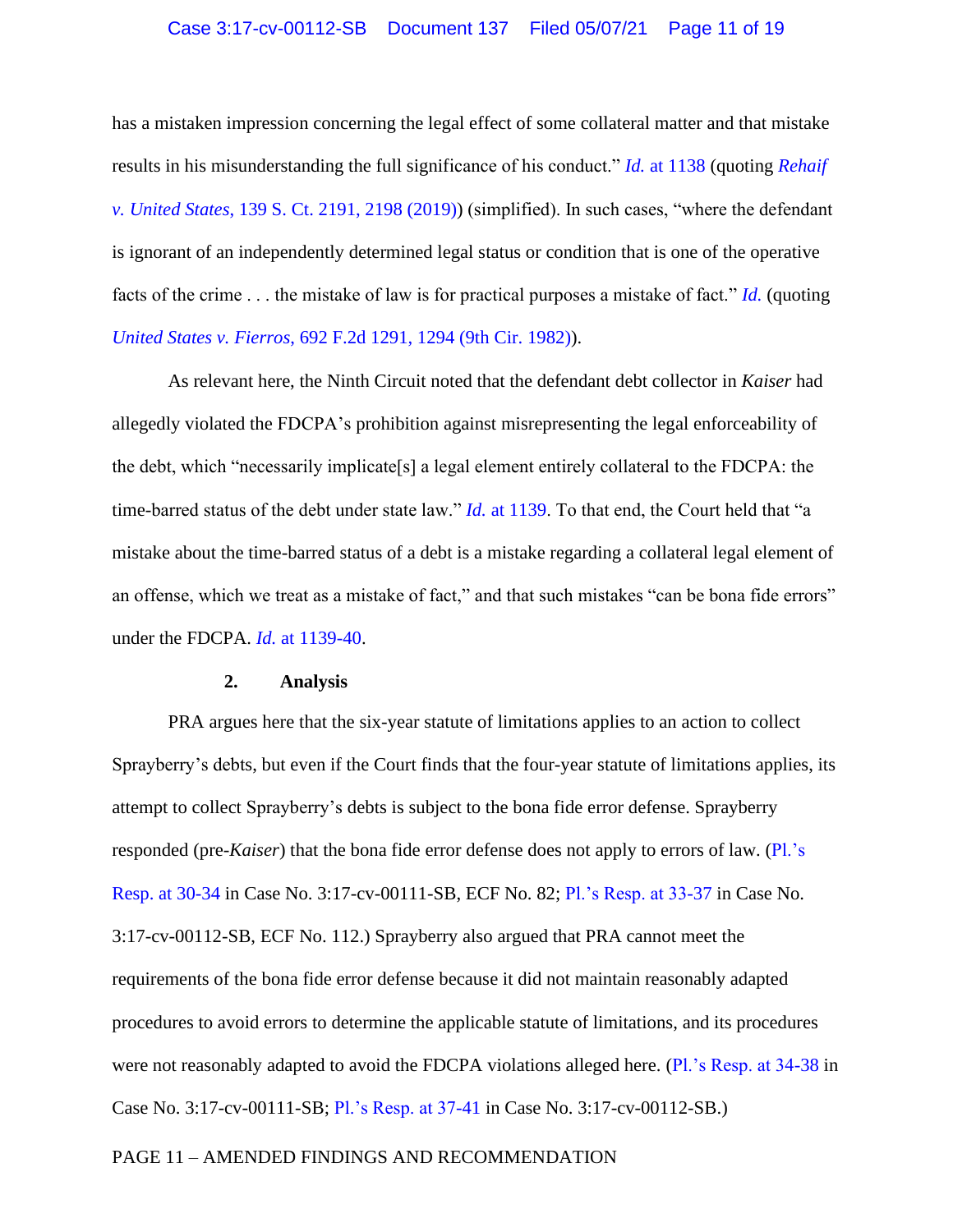has a mistaken impression concerning the legal effect of some collateral matter and that mistake results in his misunderstanding the full significance of his conduct." *Id.* at 1138 (quoting *Rehaif v. United States*, 139 S. Ct. 2191, 2198 (2019)) (simplified). In such cases, "where the defendant is ignorant of an independently determined legal status or condition that is one of the operative facts of the crime . . . the mistake of law is for practical purposes a mistake of fact." *Id.* (quoting *United States v. Fierros*, 692 F.2d 1291, 1294 (9th Cir. 1982)).

As relevant here, the Ninth Circuit noted that the defendant debt collector in *Kaiser* had allegedly violated the FDCPA's prohibition against misrepresenting the legal enforceability of the debt, which "necessarily implicate[s] a legal element entirely collateral to the FDCPA: the time-barred status of the debt under state law." *Id.* at 1139. To that end, the Court held that "a mistake about the time-barred status of a debt is a mistake regarding a collateral legal element of an offense, which we treat as a mistake of fact," and that such mistakes "can be bona fide errors" under the FDCPA. *Id.* at 1139-40.

### 2. Analysis

PRA argues here that the six-year statute of limitations applies to an action to collect Sprayberry's debts, but even if the Court finds that the four-year statute of limitations applies, its attempt to collect Sprayberry's debts is subject to the bona fide error defense. Sprayberry responded (pre-*Kaiser*) that the bona fide error defense does not apply to errors of law. (Pl.'s Resp. at 30-34 in Case No. 3:17-cv-00111-SB, ECF No. 82; Pl.'s Resp. at 33-37 in Case No. 3:17-cv-00112-SB, ECF No. 112.) Sprayberry also argued that PRA cannot meet the requirements of the bona fide error defense because it did not maintain reasonably adapted procedures to avoid errors to determine the applicable statute of limitations, and its procedures were not reasonably adapted to avoid the FDCPA violations alleged here. (Pl.'s Resp. at 34-38 in Case No. 3:17-cv-00111-SB; Pl.'s Resp. at 37-41 in Case No. 3:17-cv-00112-SB.)

PAGE 11 – AMENDED FINDINGS AND RECOMMENDATION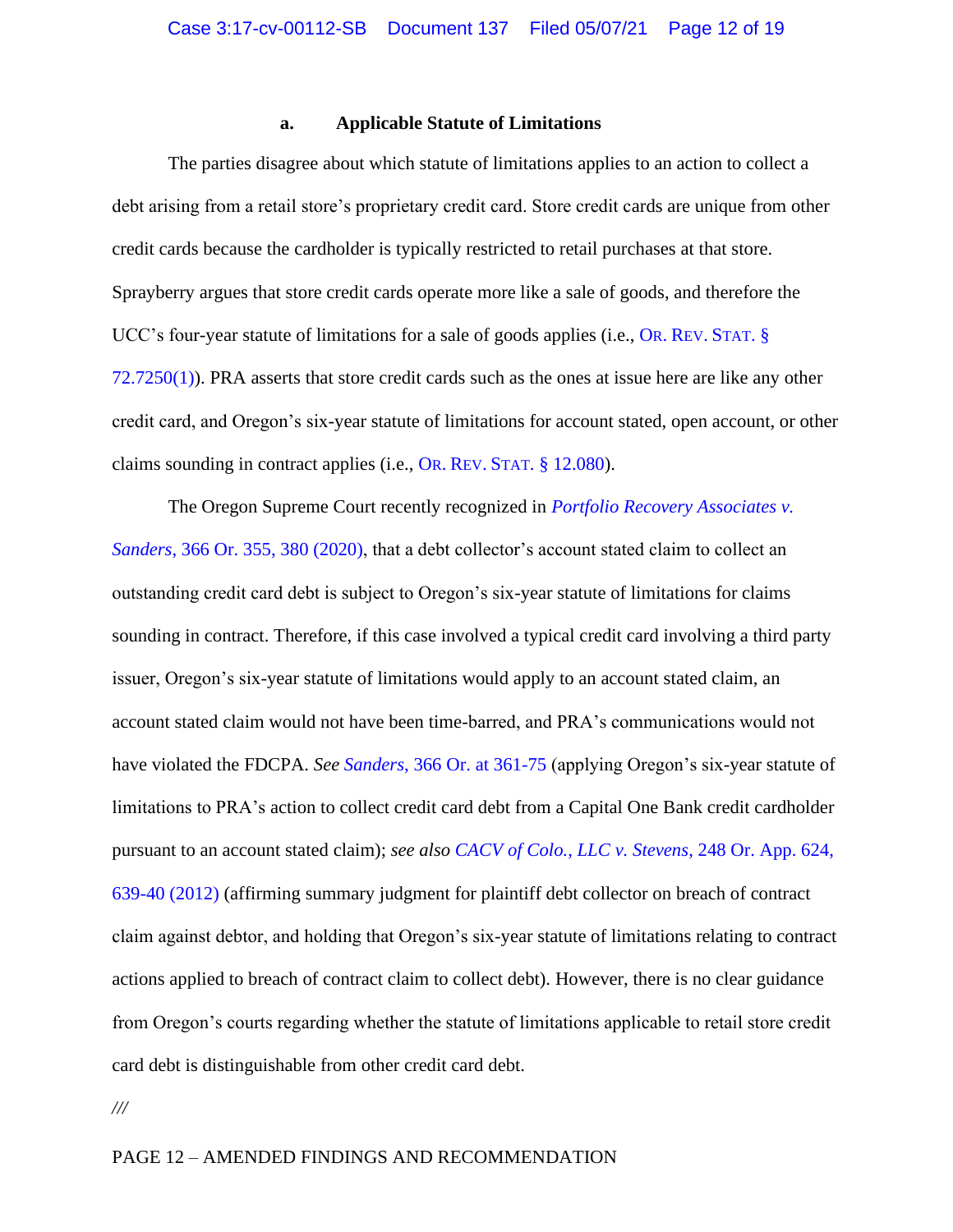#### a. Applicable Statute of Limitations

The parties disagree about which statute of limitations applies to an action to collect a debt arising from a retail store's proprietary credit card. Store credit cards are unique from other credit cards because the cardholder is typically restricted to retail purchases at that store. Sprayberry argues that store credit cards operate more like a sale of goods, and therefore the UCC's four-year statute of limitations for a sale of goods applies (i.e., OR. REV. STAT. § 72.7250(1)). PRA asserts that store credit cards such as the ones at issue here are like any other credit card, and Oregon's six-year statute of limitations for account stated, open account, or other claims sounding in contract applies (i.e., OR. REV. STAT. § 12.080).

The Oregon Supreme Court recently recognized in *Portfolio Recovery Associates v. Sanders*, 366 Or. 355, 380 (2020), that a debt collector's account stated claim to collect an outstanding credit card debt is subject to Oregon's six-year statute of limitations for claims sounding in contract. Therefore, if this case involved a typical credit card involving a third party issuer, Oregon's six-year statute of limitations would apply to an account stated claim, an account stated claim would not have been time-barred, and PRA's communications would not have violated the FDCPA. *See Sanders*, 366 Or. at 361-75 (applying Oregon's six-year statute of limitations to PRA's action to collect credit card debt from a Capital One Bank credit cardholder pursuant to an account stated claim); *see also CACV of Colo., LLC v. Stevens*, 248 Or. App. 624, 639-40 (2012) (affirming summary judgment for plaintiff debt collector on breach of contract claim against debtor, and holding that Oregon's six-year statute of limitations relating to contract actions applied to breach of contract claim to collect debt). However, there is no clear guidance from Oregon's courts regarding whether the statute of limitations applicable to retail store credit card debt is distinguishable from other credit card debt.

///

PAGE 12 – AMENDED FINDINGS AND RECOMMENDATION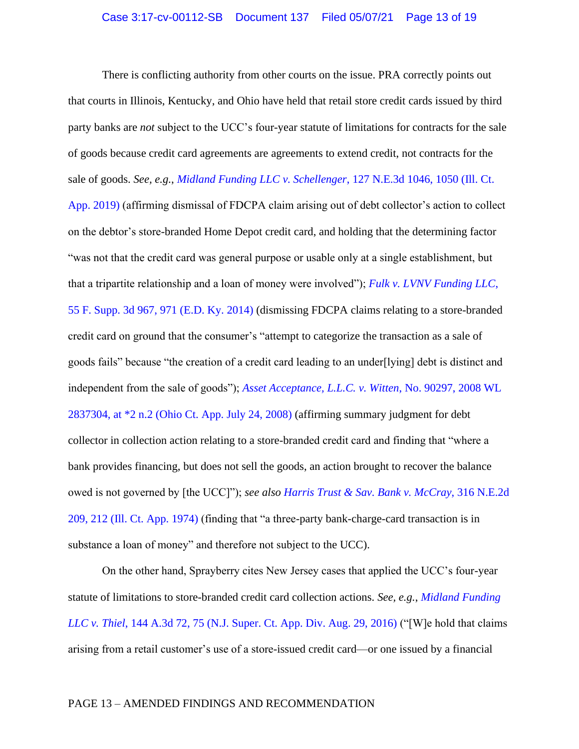There is conflicting authority from other courts on the issue. PRA correctly points out that courts in Illinois, Kentucky, and Ohio have held that retail store credit cards issued by third party banks are *not* subject to the UCC's four-year statute of limitations for contracts for the sale of goods because credit card agreements are agreements to extend credit, not contracts for the sale of goods. *See, e.g.*, *Midland Funding LLC v. Schellenger*, 127 N.E.3d 1046, 1050 (Ill. Ct. App. 2019) (affirming dismissal of FDCPA claim arising out of debt collector's action to collect on the debtor's store-branded Home Depot credit card, and holding that the determining factor "was not that the credit card was general purpose or usable only at a single establishment, but that a tripartite relationship and a loan of money were involved"); *Fulk v. LVNV Funding LLC*, 55 F. Supp. 3d 967, 971 (E.D. Ky. 2014) (dismissing FDCPA claims relating to a store-branded credit card on ground that the consumer's "attempt to categorize the transaction as a sale of goods fails" because "the creation of a credit card leading to an under[lying] debt is distinct and independent from the sale of goods"); *Asset Acceptance, L.L.C. v. Witten*, No. 90297, 2008 WL 2837304, at *2 n.2 (Ohio Ct. App. July 24, 2008) (affirming summary judgment for debt collector in collection action relating to a store-branded credit card and finding that "where a bank provides financing, but does not sell the goods, an action brought to recover the balance owed is not governed by [the UCC]"); *see also Harris Trust & Sav. Bank v. McCray*, 316 N.E.2d 209, 212 (Ill. Ct. App. 1974) (finding that "a three-party bank-charge-card transaction is in substance a loan of money" and therefore not subject to the UCC).

On the other hand, Sprayberry cites New Jersey cases that applied the UCC's four-year statute of limitations to store-branded credit card collection actions. *See, e.g.*, *Midland Funding LLC v. Thiel*, 144 A.3d 72, 75 (N.J. Super. Ct. App. Div. Aug. 29, 2016) ("[W]e hold that claims arising from a retail customer's use of a store-issued credit card—or one issued by a financial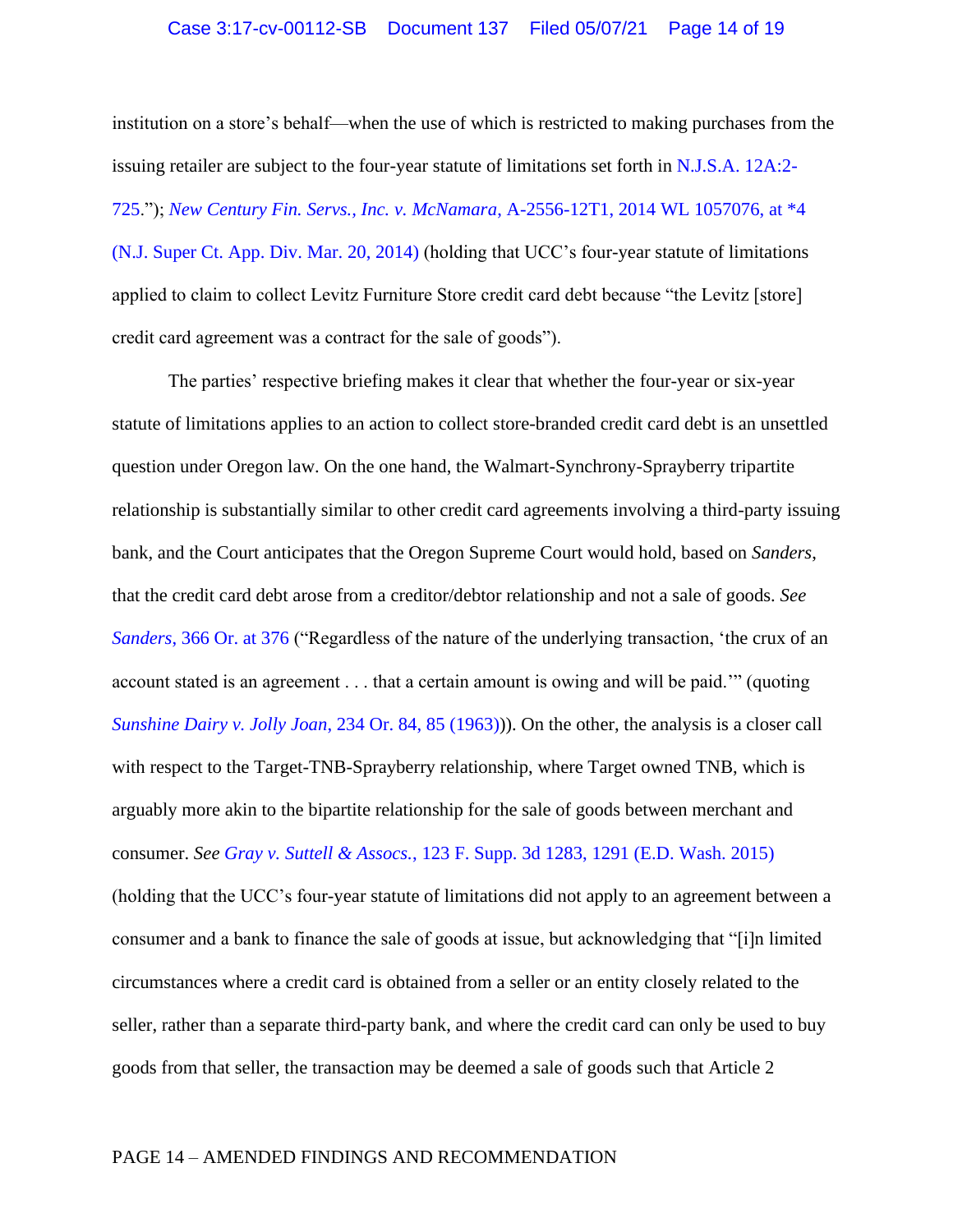institution on a store's behalf—when the use of which is restricted to making purchases from the issuing retailer are subject to the four-year statute of limitations set forth in N.J.S.A. 12A:2-725."); *New Century Fin. Servs., Inc. v. McNamara*, A-2556-12T1, 2014 WL 1057076, at *4 (N.J. Super Ct. App. Div. Mar. 20, 2014) (holding that UCC's four-year statute of limitations applied to claim to collect Levitz Furniture Store credit card debt because "the Levitz [store] credit card agreement was a contract for the sale of goods").

The parties' respective briefing makes it clear that whether the four-year or six-year statute of limitations applies to an action to collect store-branded credit card debt is an unsettled question under Oregon law. On the one hand, the Walmart-Synchrony-Sprayberry tripartite relationship is substantially similar to other credit card agreements involving a third-party issuing bank, and the Court anticipates that the Oregon Supreme Court would hold, based on *Sanders*, that the credit card debt arose from a creditor/debtor relationship and not a sale of goods. *See Sanders*, 366 Or. at 376 ("Regardless of the nature of the underlying transaction, 'the crux of an account stated is an agreement . . . that a certain amount is owing and will be paid.'" (quoting *Sunshine Dairy v. Jolly Joan*, 234 Or. 84, 85 (1963))). On the other, the analysis is a closer call with respect to the Target-TNB-Sprayberry relationship, where Target owned TNB, which is arguably more akin to the bipartite relationship for the sale of goods between merchant and consumer. *See Gray v. Suttell & Assocs.*, 123 F. Supp. 3d 1283, 1291 (E.D. Wash. 2015) (holding that the UCC's four-year statute of limitations did not apply to an agreement between a consumer and a bank to finance the sale of goods at issue, but acknowledging that "[i]n limited circumstances where a credit card is obtained from a seller or an entity closely related to the seller, rather than a separate third-party bank, and where the credit card can only be used to buy goods from that seller, the transaction may be deemed a sale of goods such that Article 2

PAGE 14 – AMENDED FINDINGS AND RECOMMENDATION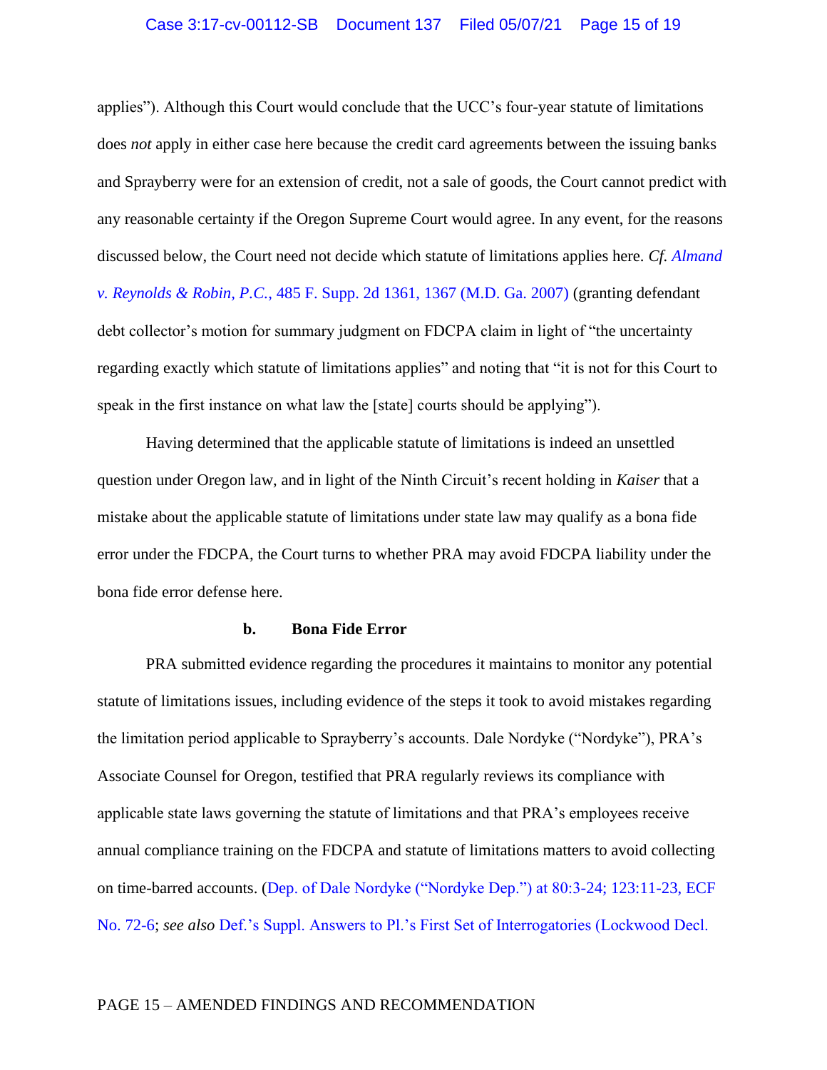applies"). Although this Court would conclude that the UCC's four-year statute of limitations does *not* apply in either case here because the credit card agreements between the issuing banks and Sprayberry were for an extension of credit, not a sale of goods, the Court cannot predict with any reasonable certainty if the Oregon Supreme Court would agree. In any event, for the reasons discussed below, the Court need not decide which statute of limitations applies here. *Cf. Almand v. Reynolds & Robin, P.C.*, 485 F. Supp. 2d 1361, 1367 (M.D. Ga. 2007) (granting defendant debt collector's motion for summary judgment on FDCPA claim in light of "the uncertainty regarding exactly which statute of limitations applies" and noting that "it is not for this Court to speak in the first instance on what law the [state] courts should be applying").

Having determined that the applicable statute of limitations is indeed an unsettled question under Oregon law, and in light of the Ninth Circuit's recent holding in *Kaiser* that a mistake about the applicable statute of limitations under state law may qualify as a bona fide error under the FDCPA, the Court turns to whether PRA may avoid FDCPA liability under the bona fide error defense here.

**b. Bona Fide Error**

PRA submitted evidence regarding the procedures it maintains to monitor any potential statute of limitations issues, including evidence of the steps it took to avoid mistakes regarding the limitation period applicable to Sprayberry's accounts. Dale Nordyke ("Nordyke"), PRA's Associate Counsel for Oregon, testified that PRA regularly reviews its compliance with applicable state laws governing the statute of limitations and that PRA's employees receive annual compliance training on the FDCPA and statute of limitations matters to avoid collecting on time-barred accounts. (Dep. of Dale Nordyke ("Nordyke Dep.") at 80:3-24; 123:11-23, ECF No. 72-6; *see also* Def.'s Suppl. Answers to Pl.'s First Set of Interrogatories (Lockwood Decl.

PAGE 15 – AMENDED FINDINGS AND RECOMMENDATION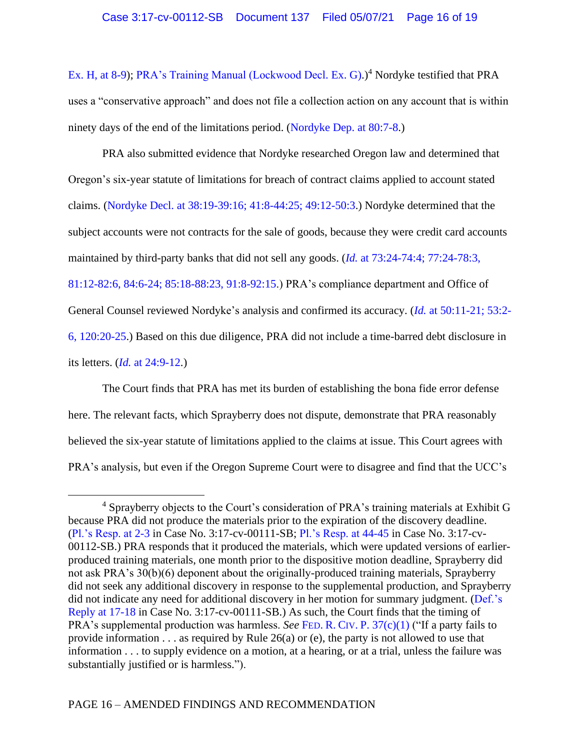Ex. H, at 8-9); PRA's Training Manual (Lockwood Decl. Ex. G).)[4] Nordyke testified that PRA uses a "conservative approach" and does not file a collection action on any account that is within ninety days of the end of the limitations period. (Nordyke Dep. at 80:7-8.)

PRA also submitted evidence that Nordyke researched Oregon law and determined that Oregon's six-year statute of limitations for breach of contract claims applied to account stated claims. (Nordyke Decl. at 38:19-39:16; 41:8-44:25; 49:12-50:3.) Nordyke determined that the subject accounts were not contracts for the sale of goods, because they were credit card accounts maintained by third-party banks that did not sell any goods. (*Id.* at 73:24-74:4; 77:24-78:3, 81:12-82:6, 84:6-24; 85:18-88:23, 91:8-92:15.) PRA's compliance department and Office of General Counsel reviewed Nordyke's analysis and confirmed its accuracy. (*Id.* at 50:11-21; 53:2-6, 120:20-25.) Based on this due diligence, PRA did not include a time-barred debt disclosure in its letters. (*Id.* at 24:9-12.)

The Court finds that PRA has met its burden of establishing the bona fide error defense here. The relevant facts, which Sprayberry does not dispute, demonstrate that PRA reasonably believed the six-year statute of limitations applied to the claims at issue. This Court agrees with PRA's analysis, but even if the Oregon Supreme Court were to disagree and find that the UCC's

---

[4] Sprayberry objects to the Court's consideration of PRA's training materials at Exhibit G because PRA did not produce the materials prior to the expiration of the discovery deadline. (Pl.'s Resp. at 2-3 in Case No. 3:17-cv-00111-SB; Pl.'s Resp. at 44-45 in Case No. 3:17-cv-00112-SB.) PRA responds that it produced the materials, which were updated versions of earlier-produced training materials, one month prior to the dispositive motion deadline, Sprayberry did not ask PRA's 30(b)(6) deponent about the originally-produced training materials, Sprayberry did not seek any additional discovery in response to the supplemental production, and Sprayberry did not indicate any need for additional discovery in her motion for summary judgment. (Def.'s Reply at 17-18 in Case No. 3:17-cv-00111-SB.) As such, the Court finds that the timing of PRA's supplemental production was harmless. *See* FED. R. CIV. P. 37(c)(1) ("If a party fails to provide information . . . as required by Rule 26(a) or (e), the party is not allowed to use that information . . . to supply evidence on a motion, at a hearing, or at a trial, unless the failure was substantially justified or is harmless.").

PAGE 16 – AMENDED FINDINGS AND RECOMMENDATION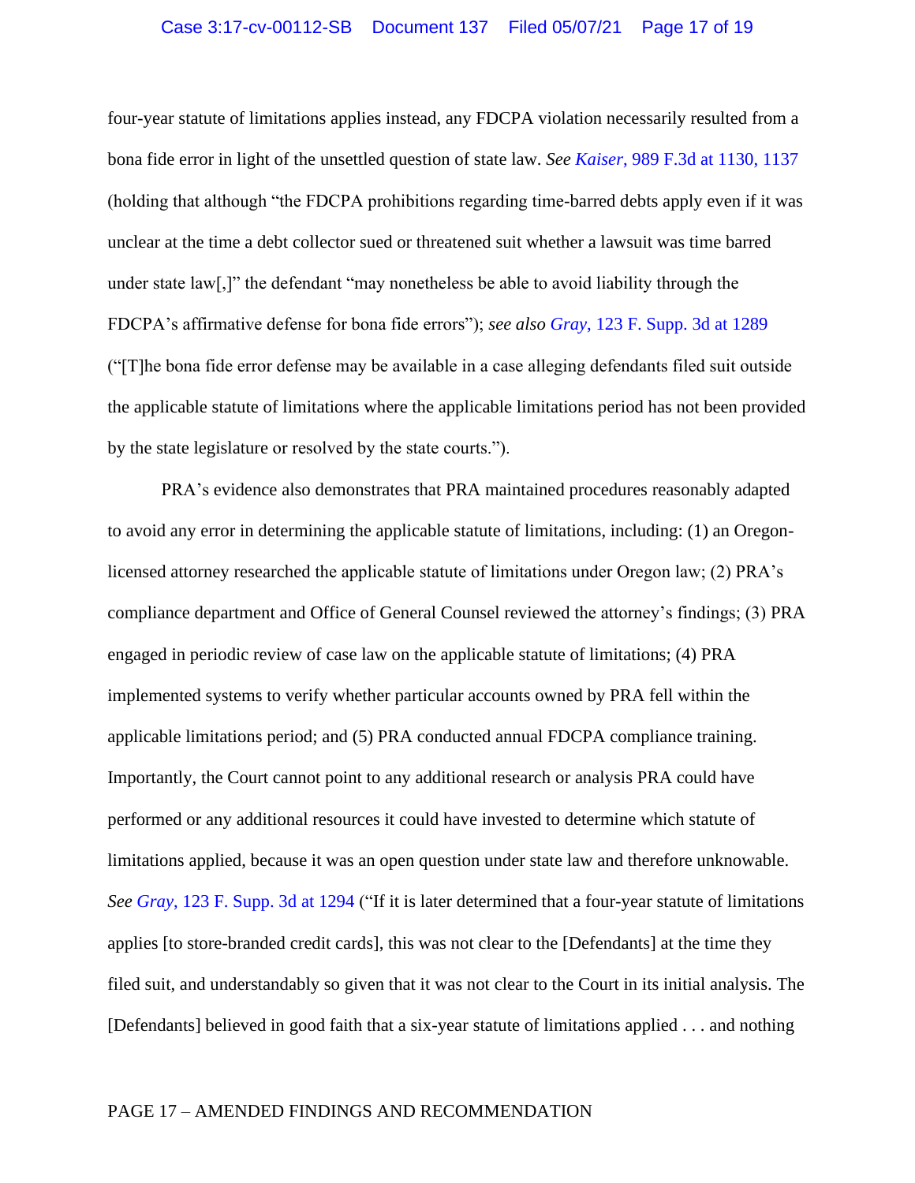four-year statute of limitations applies instead, any FDCPA violation necessarily resulted from a bona fide error in light of the unsettled question of state law. *See Kaiser*, 989 F.3d at 1130, 1137 (holding that although "the FDCPA prohibitions regarding time-barred debts apply even if it was unclear at the time a debt collector sued or threatened suit whether a lawsuit was time barred under state law[,]" the defendant "may nonetheless be able to avoid liability through the FDCPA's affirmative defense for bona fide errors"); *see also Gray*, 123 F. Supp. 3d at 1289 ("[T]he bona fide error defense may be available in a case alleging defendants filed suit outside the applicable statute of limitations where the applicable limitations period has not been provided by the state legislature or resolved by the state courts.").

PRA's evidence also demonstrates that PRA maintained procedures reasonably adapted to avoid any error in determining the applicable statute of limitations, including: (1) an Oregon-licensed attorney researched the applicable statute of limitations under Oregon law; (2) PRA's compliance department and Office of General Counsel reviewed the attorney's findings; (3) PRA engaged in periodic review of case law on the applicable statute of limitations; (4) PRA implemented systems to verify whether particular accounts owned by PRA fell within the applicable limitations period; and (5) PRA conducted annual FDCPA compliance training. Importantly, the Court cannot point to any additional research or analysis PRA could have performed or any additional resources it could have invested to determine which statute of limitations applied, because it was an open question under state law and therefore unknowable. *See Gray*, 123 F. Supp. 3d at 1294 ("If it is later determined that a four-year statute of limitations applies [to store-branded credit cards], this was not clear to the [Defendants] at the time they filed suit, and understandably so given that it was not clear to the Court in its initial analysis. The [Defendants] believed in good faith that a six-year statute of limitations applied . . . and nothing

PAGE 17 – AMENDED FINDINGS AND RECOMMENDATION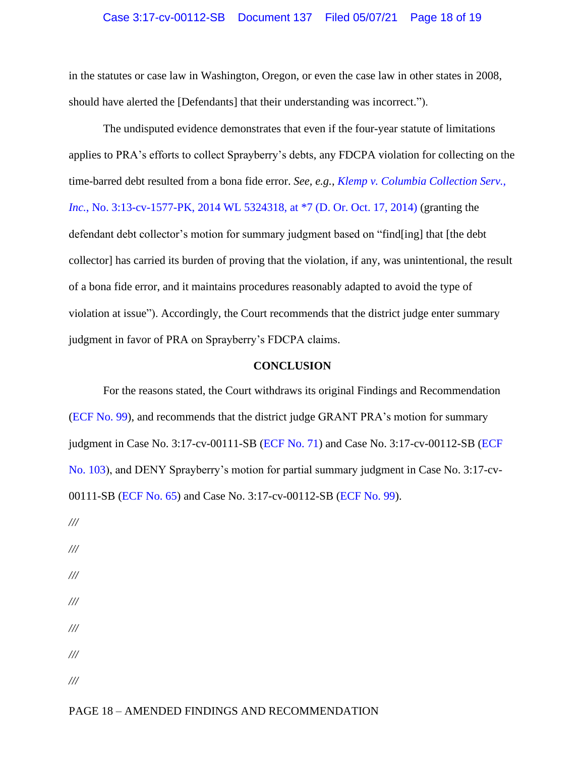in the statutes or case law in Washington, Oregon, or even the case law in other states in 2008, should have alerted the [Defendants] that their understanding was incorrect.").

The undisputed evidence demonstrates that even if the four-year statute of limitations applies to PRA's efforts to collect Sprayberry's debts, any FDCPA violation for collecting on the time-barred debt resulted from a bona fide error. *See, e.g.*, *Klemp v. Columbia Collection Serv., Inc.*, No. 3:13-cv-1577-PK, 2014 WL 5324318, at *7 (D. Or. Oct. 17, 2014) (granting the defendant debt collector's motion for summary judgment based on "find[ing] that [the debt collector] has carried its burden of proving that the violation, if any, was unintentional, the result of a bona fide error, and it maintains procedures reasonably adapted to avoid the type of violation at issue"). Accordingly, the Court recommends that the district judge enter summary judgment in favor of PRA on Sprayberry's FDCPA claims.

**CONCLUSION**

For the reasons stated, the Court withdraws its original Findings and Recommendation (ECF No. 99), and recommends that the district judge GRANT PRA's motion for summary judgment in Case No. 3:17-cv-00111-SB (ECF No. 71) and Case No. 3:17-cv-00112-SB (ECF No. 103), and DENY Sprayberry's motion for partial summary judgment in Case No. 3:17-cv-00111-SB (ECF No. 65) and Case No. 3:17-cv-00112-SB (ECF No. 99).

///

///

///

///

///

///

///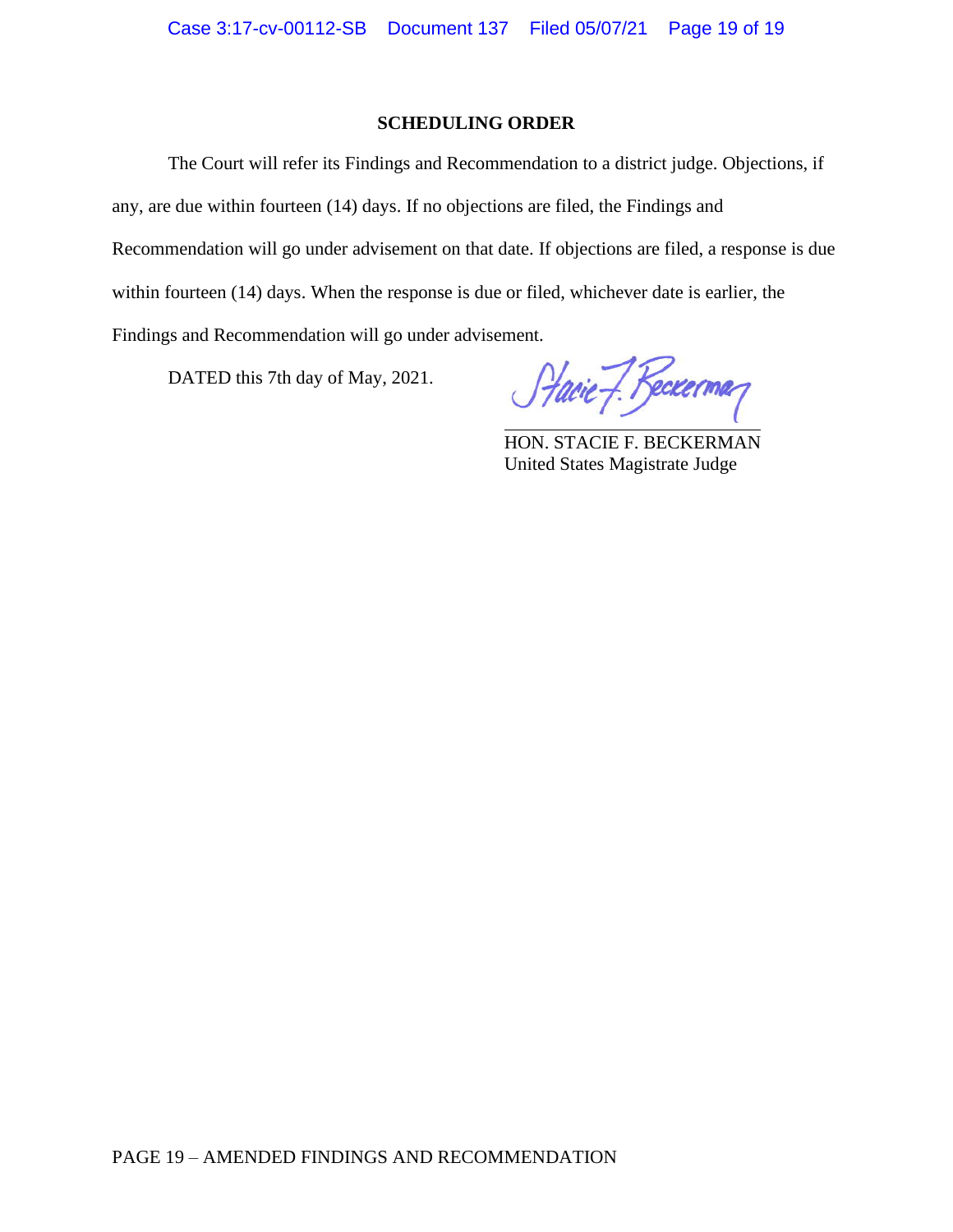**SCHEDULING ORDER**

The Court will refer its Findings and Recommendation to a district judge. Objections, if any, are due within fourteen (14) days. If no objections are filed, the Findings and Recommendation will go under advisement on that date. If objections are filed, a response is due within fourteen (14) days. When the response is due or filed, whichever date is earlier, the Findings and Recommendation will go under advisement.

DATED this 7th day of May, 2021.

HON. STACIE F. BECKERMAN
United States Magistrate Judge